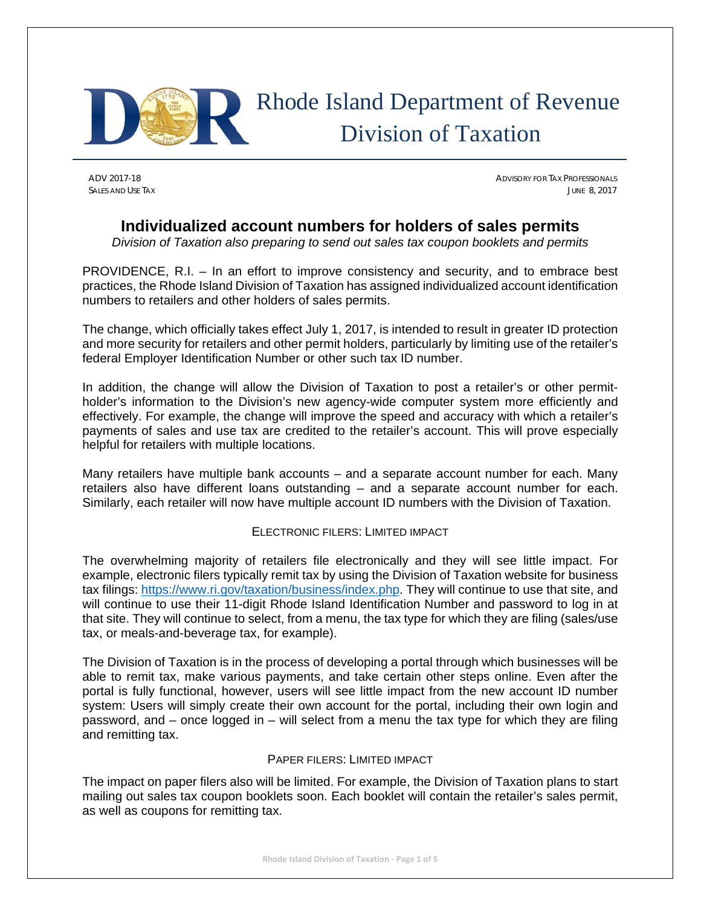# Rhode Island Department of Revenue Division of Taxation

ADV 2017-18
SALES AND USE TAX

ADVISORY FOR TAX PROFESSIONALS
JUNE 8, 2017

## Individualized account numbers for holders of sales permits

*Division of Taxation also preparing to send out sales tax coupon booklets and permits*

PROVIDENCE, R.I. – In an effort to improve consistency and security, and to embrace best practices, the Rhode Island Division of Taxation has assigned individualized account identification numbers to retailers and other holders of sales permits.

The change, which officially takes effect July 1, 2017, is intended to result in greater ID protection and more security for retailers and other permit holders, particularly by limiting use of the retailer's federal Employer Identification Number or other such tax ID number.

In addition, the change will allow the Division of Taxation to post a retailer's or other permit-holder's information to the Division's new agency-wide computer system more efficiently and effectively. For example, the change will improve the speed and accuracy with which a retailer's payments of sales and use tax are credited to the retailer's account. This will prove especially helpful for retailers with multiple locations.

Many retailers have multiple bank accounts – and a separate account number for each. Many retailers also have different loans outstanding – and a separate account number for each. Similarly, each retailer will now have multiple account ID numbers with the Division of Taxation.

### ELECTRONIC FILERS: LIMITED IMPACT

The overwhelming majority of retailers file electronically and they will see little impact. For example, electronic filers typically remit tax by using the Division of Taxation website for business tax filings: https://www.ri.gov/taxation/business/index.php. They will continue to use that site, and will continue to use their 11-digit Rhode Island Identification Number and password to log in at that site. They will continue to select, from a menu, the tax type for which they are filing (sales/use tax, or meals-and-beverage tax, for example).

The Division of Taxation is in the process of developing a portal through which businesses will be able to remit tax, make various payments, and take certain other steps online. Even after the portal is fully functional, however, users will see little impact from the new account ID number system: Users will simply create their own account for the portal, including their own login and password, and – once logged in – will select from a menu the tax type for which they are filing and remitting tax.

### PAPER FILERS: LIMITED IMPACT

The impact on paper filers also will be limited. For example, the Division of Taxation plans to start mailing out sales tax coupon booklets soon. Each booklet will contain the retailer's sales permit, as well as coupons for remitting tax.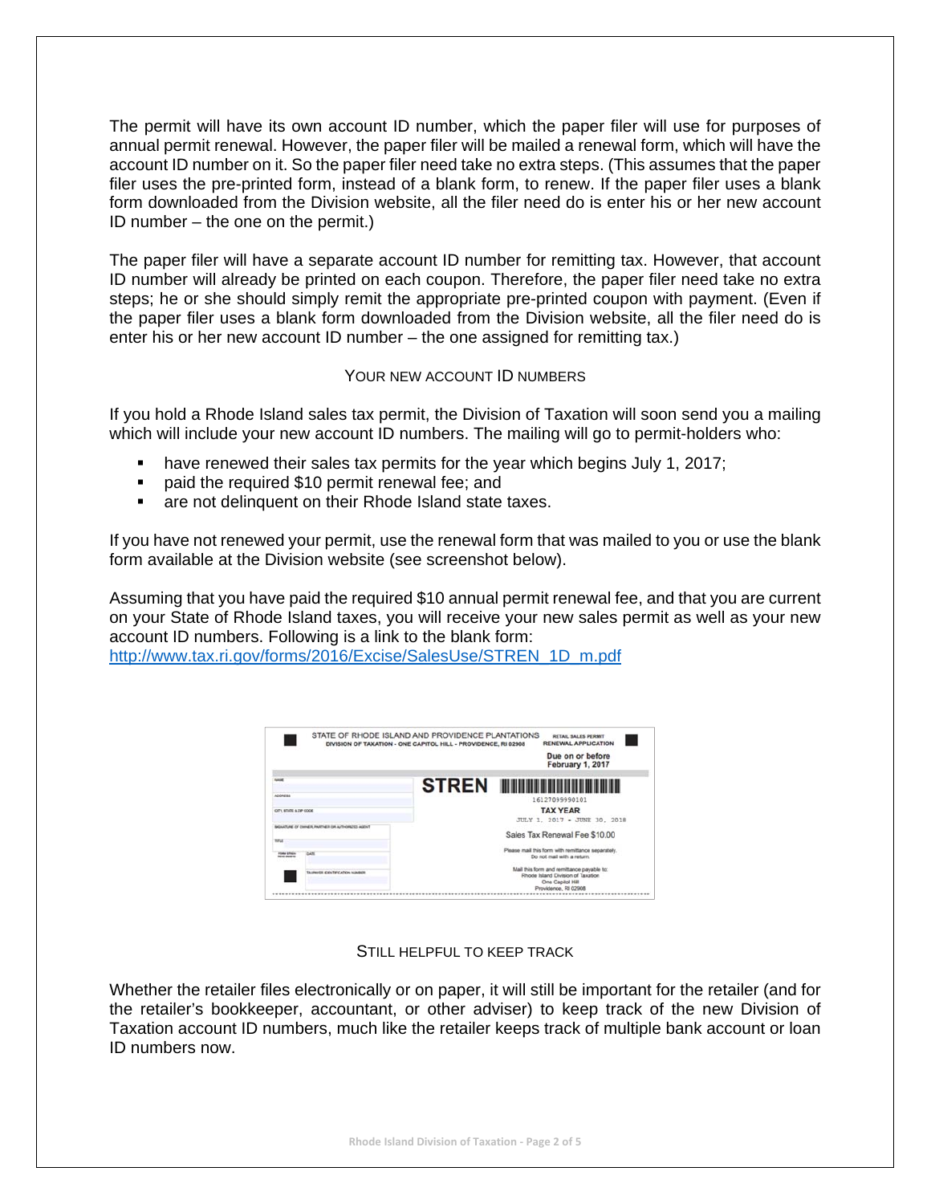The permit will have its own account ID number, which the paper filer will use for purposes of annual permit renewal. However, the paper filer will be mailed a renewal form, which will have the account ID number on it. So the paper filer need take no extra steps. (This assumes that the paper filer uses the pre-printed form, instead of a blank form, to renew. If the paper filer uses a blank form downloaded from the Division website, all the filer need do is enter his or her new account ID number – the one on the permit.)

The paper filer will have a separate account ID number for remitting tax. However, that account ID number will already be printed on each coupon. Therefore, the paper filer need take no extra steps; he or she should simply remit the appropriate pre-printed coupon with payment. (Even if the paper filer uses a blank form downloaded from the Division website, all the filer need do is enter his or her new account ID number – the one assigned for remitting tax.)

## Your New Account ID Numbers

If you hold a Rhode Island sales tax permit, the Division of Taxation will soon send you a mailing which will include your new account ID numbers. The mailing will go to permit-holders who:

- have renewed their sales tax permits for the year which begins July 1, 2017;
- paid the required $10 permit renewal fee; and
- are not delinquent on their Rhode Island state taxes.

If you have not renewed your permit, use the renewal form that was mailed to you or use the blank form available at the Division website (see screenshot below).

Assuming that you have paid the required $10 annual permit renewal fee, and that you are current on your State of Rhode Island taxes, you will receive your new sales permit as well as your new account ID numbers. Following is a link to the blank form: http://www.tax.ri.gov/forms/2016/Excise/SalesUse/STREN_1D_m.pdf

## Still Helpful to Keep Track

Whether the retailer files electronically or on paper, it will still be important for the retailer (and for the retailer's bookkeeper, accountant, or other adviser) to keep track of the new Division of Taxation account ID numbers, much like the retailer keeps track of multiple bank account or loan ID numbers now.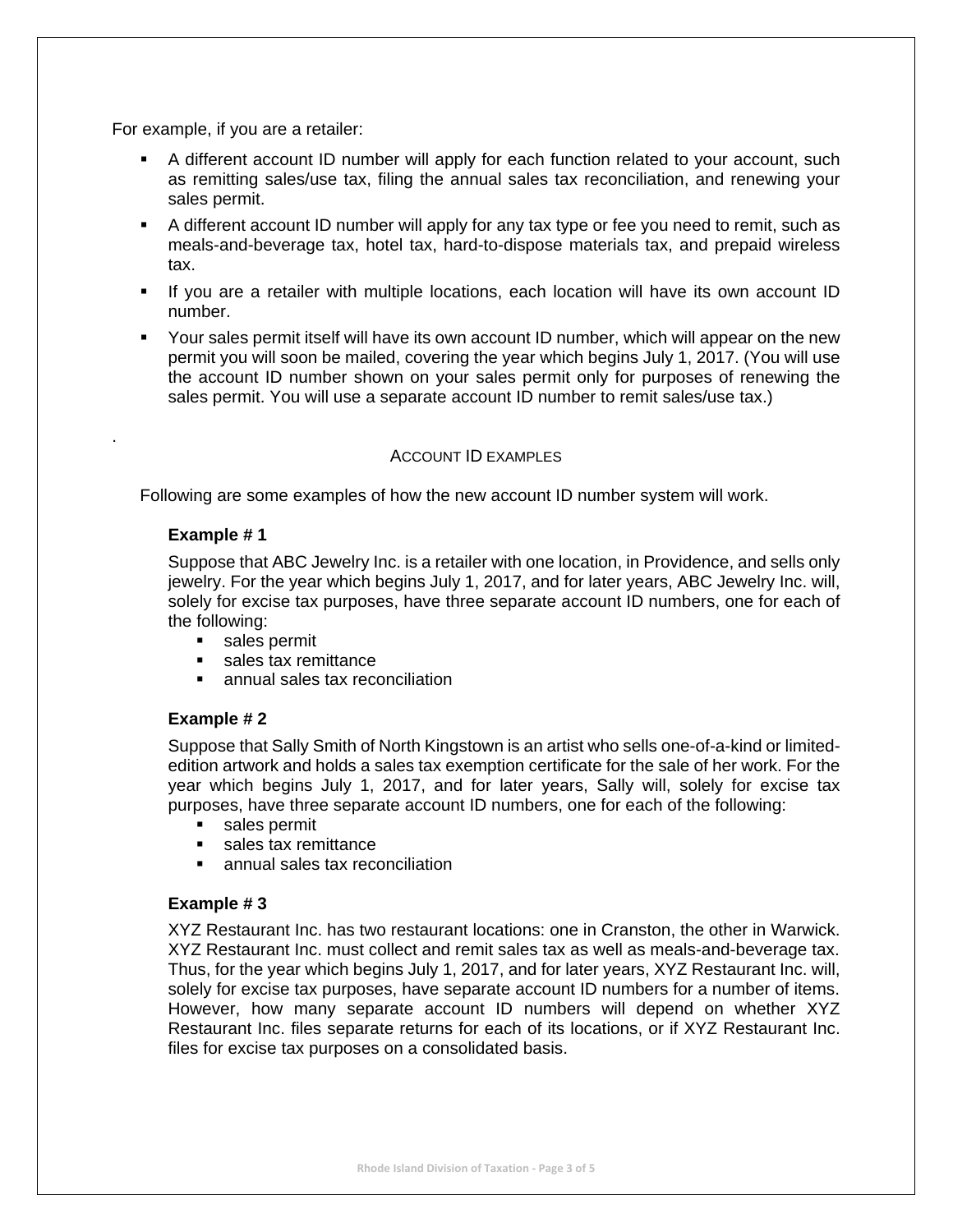For example, if you are a retailer:

- A different account ID number will apply for each function related to your account, such as remitting sales/use tax, filing the annual sales tax reconciliation, and renewing your sales permit.
- A different account ID number will apply for any tax type or fee you need to remit, such as meals-and-beverage tax, hotel tax, hard-to-dispose materials tax, and prepaid wireless tax.
- If you are a retailer with multiple locations, each location will have its own account ID number.
- Your sales permit itself will have its own account ID number, which will appear on the new permit you will soon be mailed, covering the year which begins July 1, 2017. (You will use the account ID number shown on your sales permit only for purposes of renewing the sales permit. You will use a separate account ID number to remit sales/use tax.)

.

## ACCOUNT ID EXAMPLES

Following are some examples of how the new account ID number system will work.

**Example # 1**

Suppose that ABC Jewelry Inc. is a retailer with one location, in Providence, and sells only jewelry. For the year which begins July 1, 2017, and for later years, ABC Jewelry Inc. will, solely for excise tax purposes, have three separate account ID numbers, one for each of the following:

- sales permit
- sales tax remittance
- annual sales tax reconciliation

**Example # 2**

Suppose that Sally Smith of North Kingstown is an artist who sells one-of-a-kind or limited-edition artwork and holds a sales tax exemption certificate for the sale of her work. For the year which begins July 1, 2017, and for later years, Sally will, solely for excise tax purposes, have three separate account ID numbers, one for each of the following:

- sales permit
- sales tax remittance
- annual sales tax reconciliation

**Example # 3**

XYZ Restaurant Inc. has two restaurant locations: one in Cranston, the other in Warwick. XYZ Restaurant Inc. must collect and remit sales tax as well as meals-and-beverage tax. Thus, for the year which begins July 1, 2017, and for later years, XYZ Restaurant Inc. will, solely for excise tax purposes, have separate account ID numbers for a number of items. However, how many separate account ID numbers will depend on whether XYZ Restaurant Inc. files separate returns for each of its locations, or if XYZ Restaurant Inc. files for excise tax purposes on a consolidated basis.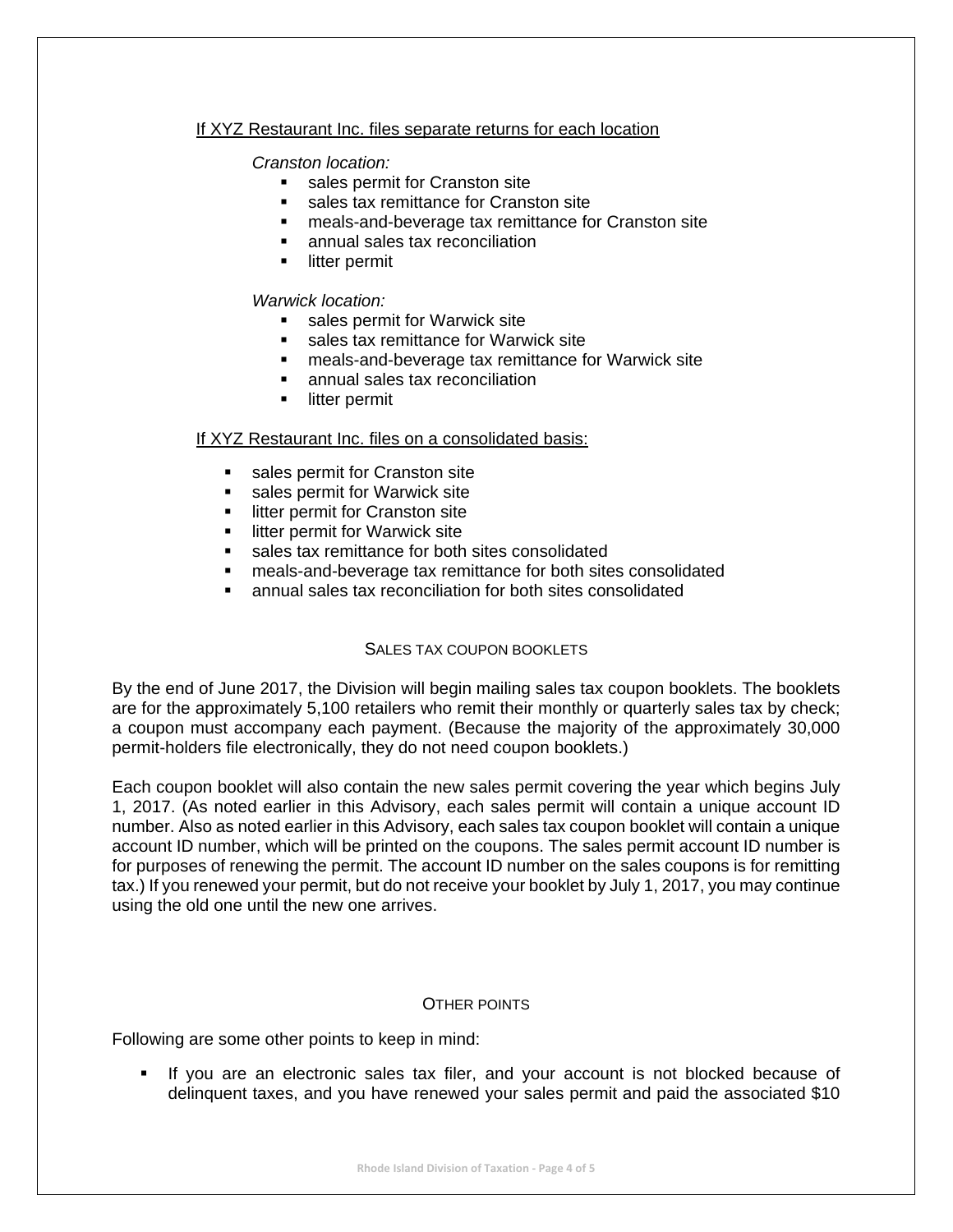If XYZ Restaurant Inc. files separate returns for each location

*Cranston location:*

- sales permit for Cranston site
- sales tax remittance for Cranston site
- meals-and-beverage tax remittance for Cranston site
- annual sales tax reconciliation
- litter permit

*Warwick location:*

- sales permit for Warwick site
- sales tax remittance for Warwick site
- meals-and-beverage tax remittance for Warwick site
- annual sales tax reconciliation
- litter permit

If XYZ Restaurant Inc. files on a consolidated basis:

- sales permit for Cranston site
- sales permit for Warwick site
- litter permit for Cranston site
- litter permit for Warwick site
- sales tax remittance for both sites consolidated
- meals-and-beverage tax remittance for both sites consolidated
- annual sales tax reconciliation for both sites consolidated

## SALES TAX COUPON BOOKLETS

By the end of June 2017, the Division will begin mailing sales tax coupon booklets. The booklets are for the approximately 5,100 retailers who remit their monthly or quarterly sales tax by check; a coupon must accompany each payment. (Because the majority of the approximately 30,000 permit-holders file electronically, they do not need coupon booklets.)

Each coupon booklet will also contain the new sales permit covering the year which begins July 1, 2017. (As noted earlier in this Advisory, each sales permit will contain a unique account ID number. Also as noted earlier in this Advisory, each sales tax coupon booklet will contain a unique account ID number, which will be printed on the coupons. The sales permit account ID number is for purposes of renewing the permit. The account ID number on the sales coupons is for remitting tax.) If you renewed your permit, but do not receive your booklet by July 1, 2017, you may continue using the old one until the new one arrives.

## OTHER POINTS

Following are some other points to keep in mind:

- If you are an electronic sales tax filer, and your account is not blocked because of delinquent taxes, and you have renewed your sales permit and paid the associated $10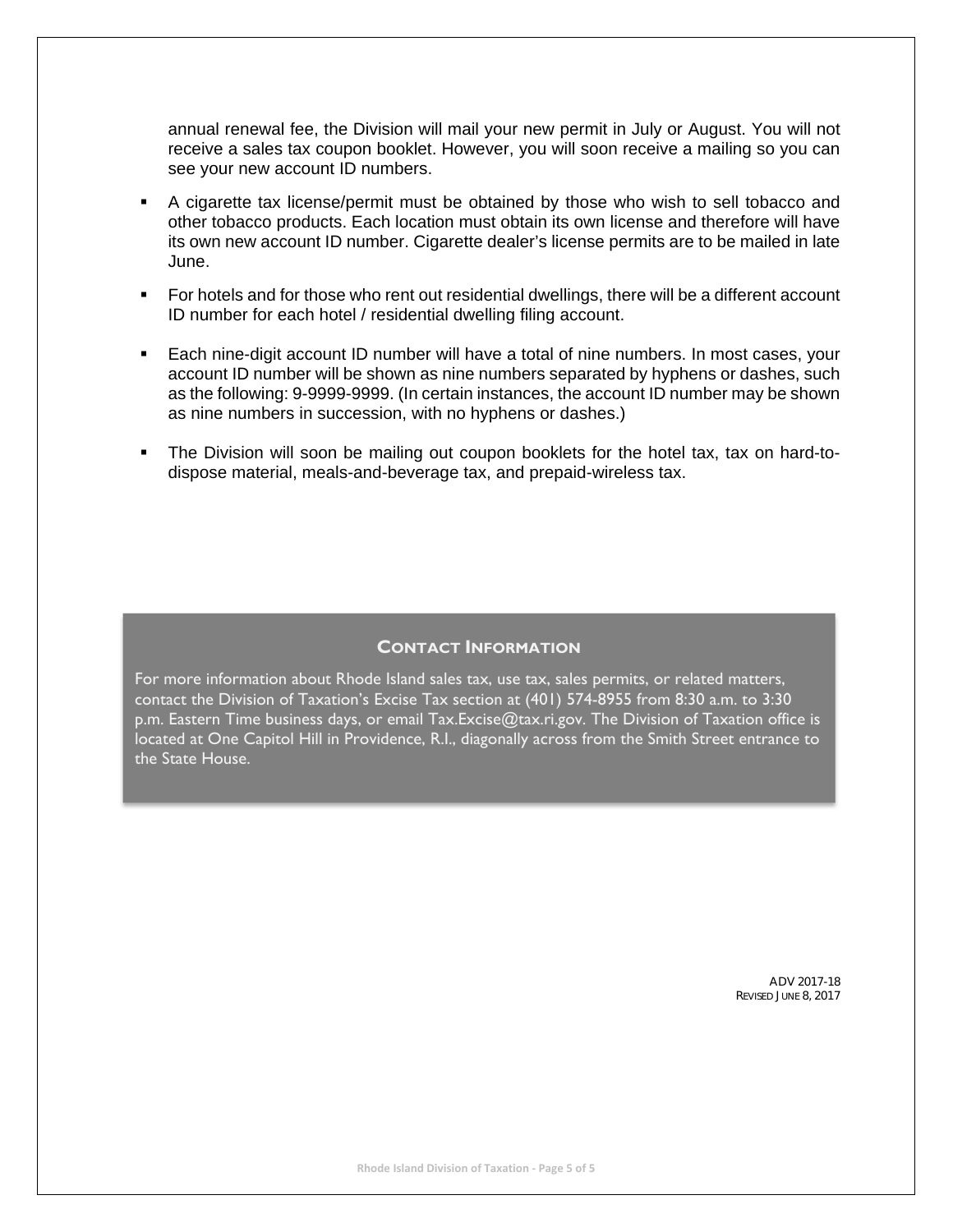annual renewal fee, the Division will mail your new permit in July or August. You will not receive a sales tax coupon booklet. However, you will soon receive a mailing so you can see your new account ID numbers.

- A cigarette tax license/permit must be obtained by those who wish to sell tobacco and other tobacco products. Each location must obtain its own license and therefore will have its own new account ID number. Cigarette dealer's license permits are to be mailed in late June.
- For hotels and for those who rent out residential dwellings, there will be a different account ID number for each hotel / residential dwelling filing account.
- Each nine-digit account ID number will have a total of nine numbers. In most cases, your account ID number will be shown as nine numbers separated by hyphens or dashes, such as the following: 9-9999-9999. (In certain instances, the account ID number may be shown as nine numbers in succession, with no hyphens or dashes.)
- The Division will soon be mailing out coupon booklets for the hotel tax, tax on hard-to-dispose material, meals-and-beverage tax, and prepaid-wireless tax.

## Contact Information

For more information about Rhode Island sales tax, use tax, sales permits, or related matters, contact the Division of Taxation's Excise Tax section at (401) 574-8955 from 8:30 a.m. to 3:30 p.m. Eastern Time business days, or email Tax.Excise@tax.ri.gov. The Division of Taxation office is located at One Capitol Hill in Providence, R.I., diagonally across from the Smith Street entrance to the State House.

ADV 2017-18
Revised June 8, 2017